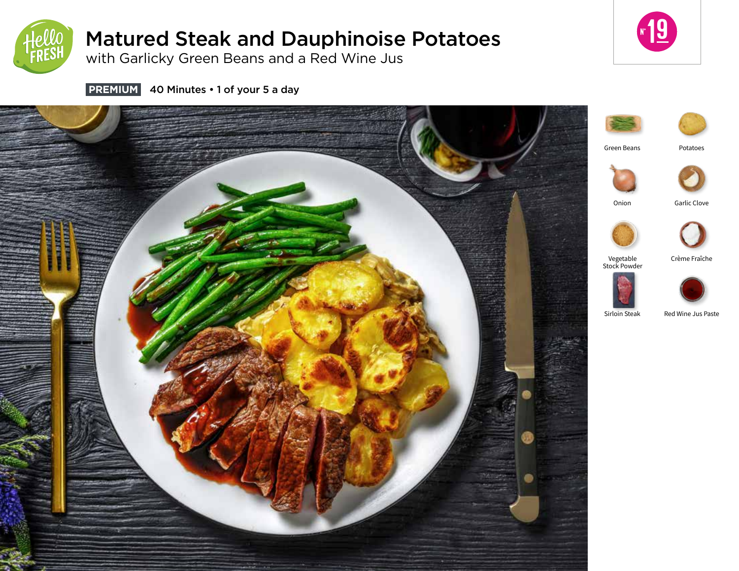# Matured Steak and Dauphinoise Potatoes

## with Garlicky Green Beans and a Red Wine Jus

**PREMIUM** 40 Minutes • 1 of your 5 a day

Nº 19

- Green Beans
- Potatoes
- Onion
- Garlic Clove
- Vegetable Stock Powder
- Crème Fraîche
- Sirloin Steak
- Red Wine Jus Paste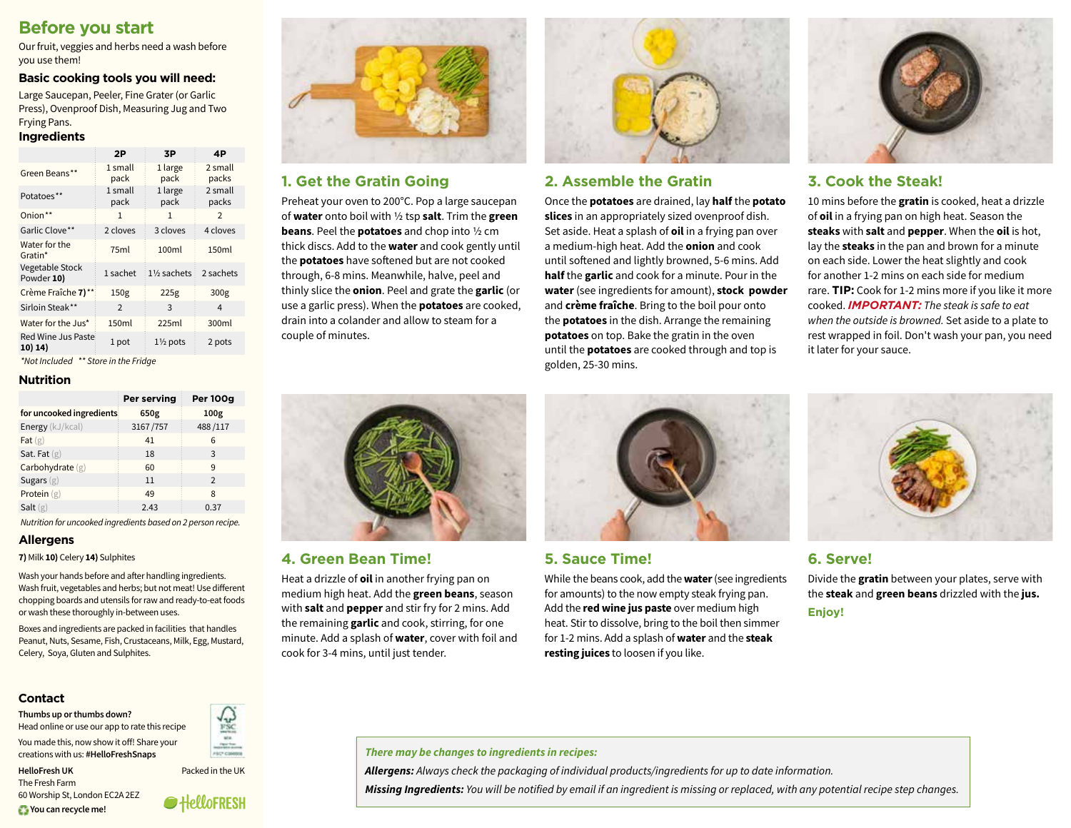## Before you start

Our fruit, veggies and herbs need a wash before you use them!

### Basic cooking tools you will need:

Large Saucepan, Peeler, Fine Grater (or Garlic Press), Ovenproof Dish, Measuring Jug and Two Frying Pans.

### Ingredients

| | 2P | 3P | 4P |
|---|---|---|---|
| Green Beans** | 1 small pack | 1 large pack | 2 small packs |
| Potatoes** | 1 small pack | 1 large pack | 2 small packs |
| Onion** | 1 | 1 | 2 |
| Garlic Clove** | 2 cloves | 3 cloves | 4 cloves |
| Water for the Gratin* | 75ml | 100ml | 150ml |
| Vegetable Stock Powder **10)** | 1 sachet | 1½ sachets | 2 sachets |
| Crème Fraîche **7)**** | 150g | 225g | 300g |
| Sirloin Steak** | 2 | 3 | 4 |
| Water for the Jus* | 150ml | 225ml | 300ml |
| Red Wine Jus Paste **10) 14)** | 1 pot | 1½ pots | 2 pots |

*\*Not Included \*\* Store in the Fridge*

### Nutrition

| | Per serving | Per 100g |
|---|---|---|
| **for uncooked ingredients** | 650g | 100g |
| Energy (kJ/kcal) | 3167 /757 | 488 /117 |
| Fat (g) | 41 | 6 |
| Sat. Fat (g) | 18 | 3 |
| Carbohydrate (g) | 60 | 9 |
| Sugars (g) | 11 | 2 |
| Protein (g) | 49 | 8 |
| Salt (g) | 2.43 | 0.37 |

*Nutrition for uncooked ingredients based on 2 person recipe.*

### Allergens

**7)** Milk **10)** Celery **14)** Sulphites

Wash your hands before and after handling ingredients. Wash fruit, vegetables and herbs; but not meat! Use different chopping boards and utensils for raw and ready-to-eat foods or wash these thoroughly in-between uses.

Boxes and ingredients are packed in facilities that handles Peanut, Nuts, Sesame, Fish, Crustaceans, Milk, Egg, Mustard, Celery, Soya, Gluten and Sulphites.

### Contact

**Thumbs up or thumbs down?**
Head online or use our app to rate this recipe

You made this, now show it off! Share your creations with us: **#HelloFreshSnaps**

**HelloFresh UK**
The Fresh Farm
60 Worship St, London EC2A 2EZ

Packed in the UK

**You can recycle me!**

## 1. Get the Gratin Going

Preheat your oven to 200°C. Pop a large saucepan of **water** onto boil with ½ tsp **salt**. Trim the **green beans**. Peel the **potatoes** and chop into ½ cm thick discs. Add to the **water** and cook gently until the **potatoes** have softened but are not cooked through, 6-8 mins. Meanwhile, halve, peel and thinly slice the **onion**. Peel and grate the **garlic** (or use a garlic press). When the **potatoes** are cooked, drain into a colander and allow to steam for a couple of minutes.

## 2. Assemble the Gratin

Once the **potatoes** are drained, lay **half** the **potato slices** in an appropriately sized ovenproof dish. Set aside. Heat a splash of **oil** in a frying pan over a medium-high heat. Add the **onion** and cook until softened and lightly browned, 5-6 mins. Add **half** the **garlic** and cook for a minute. Pour in the **water** (see ingredients for amount), **stock powder** and **crème fraîche**. Bring to the boil pour onto the **potatoes** in the dish. Arrange the remaining **potatoes** on top. Bake the gratin in the oven until the **potatoes** are cooked through and top is golden, 25-30 mins.

## 3. Cook the Steak!

10 mins before the **gratin** is cooked, heat a drizzle of **oil** in a frying pan on high heat. Season the **steaks** with **salt** and **pepper**. When the **oil** is hot, lay the **steaks** in the pan and brown for a minute on each side. Lower the heat slightly and cook for another 1-2 mins on each side for medium rare. **TIP:** Cook for 1-2 mins more if you like it more cooked. ***IMPORTANT:*** *The steak is safe to eat when the outside is browned.* Set aside to a plate to rest wrapped in foil. Don't wash your pan, you need it later for your sauce.

## 4. Green Bean Time!

Heat a drizzle of **oil** in another frying pan on medium high heat. Add the **green beans**, season with **salt** and **pepper** and stir fry for 2 mins. Add the remaining **garlic** and cook, stirring, for one minute. Add a splash of **water**, cover with foil and cook for 3-4 mins, until just tender.

## 5. Sauce Time!

While the beans cook, add the **water** (see ingredients for amounts) to the now empty steak frying pan. Add the **red wine jus paste** over medium high heat. Stir to dissolve, bring to the boil then simmer for 1-2 mins. Add a splash of **water** and the **steak resting juices** to loosen if you like.

## 6. Serve!

Divide the **gratin** between your plates, serve with the **steak** and **green beans** drizzled with the **jus.**

**Enjoy!**

***There may be changes to ingredients in recipes:***

***Allergens:*** *Always check the packaging of individual products/ingredients for up to date information.*

***Missing Ingredients:*** *You will be notified by email if an ingredient is missing or replaced, with any potential recipe step changes.*